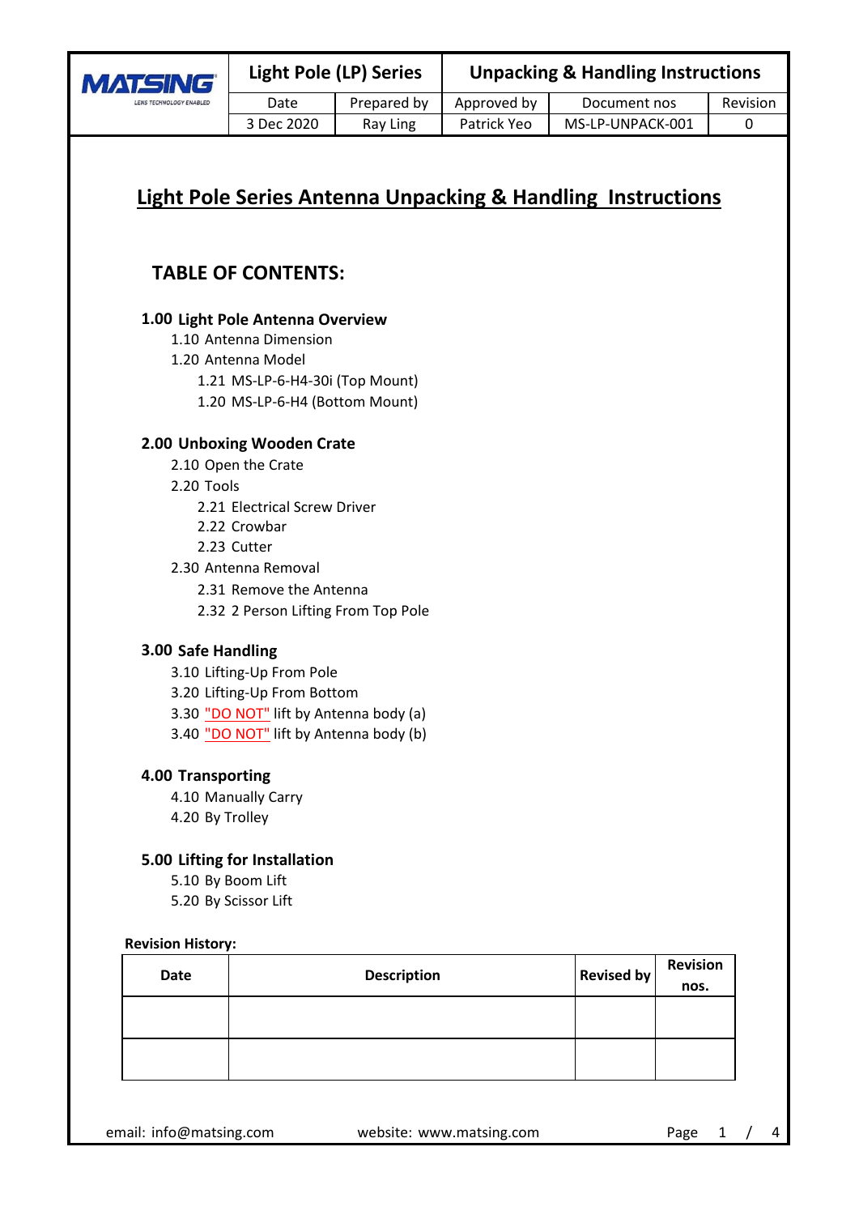| MATSING LENS TECHNOLOGY ENABLED | Light Pole (LP) Series | | Unpacking & Handling Instructions | |
|---|---|---|---|---|
| | Date | Prepared by | Approved by | Document nos | Revision |
| | 3 Dec 2020 | Ray Ling | Patrick Yeo | MS-LP-UNPACK-001 | 0 |

# Light Pole Series Antenna Unpacking & Handling Instructions

## TABLE OF CONTENTS:

**1.00 Light Pole Antenna Overview**
- 1.10 Antenna Dimension
- 1.20 Antenna Model
  - 1.21 MS-LP-6-H4-30i (Top Mount)
  - 1.20 MS-LP-6-H4 (Bottom Mount)

**2.00 Unboxing Wooden Crate**
- 2.10 Open the Crate
- 2.20 Tools
  - 2.21 Electrical Screw Driver
  - 2.22 Crowbar
  - 2.23 Cutter
- 2.30 Antenna Removal
  - 2.31 Remove the Antenna
  - 2.32 2 Person Lifting From Top Pole

**3.00 Safe Handling**
- 3.10 Lifting-Up From Pole
- 3.20 Lifting-Up From Bottom
- 3.30 "DO NOT" lift by Antenna body (a)
- 3.40 "DO NOT" lift by Antenna body (b)

**4.00 Transporting**
- 4.10 Manually Carry
- 4.20 By Trolley

**5.00 Lifting for Installation**
- 5.10 By Boom Lift
- 5.20 By Scissor Lift

**Revision History:**

| Date | Description | Revised by | Revision nos. |
|---|---|---|---|
| | | | |
| | | | |

email: info@matsing.com website: www.matsing.com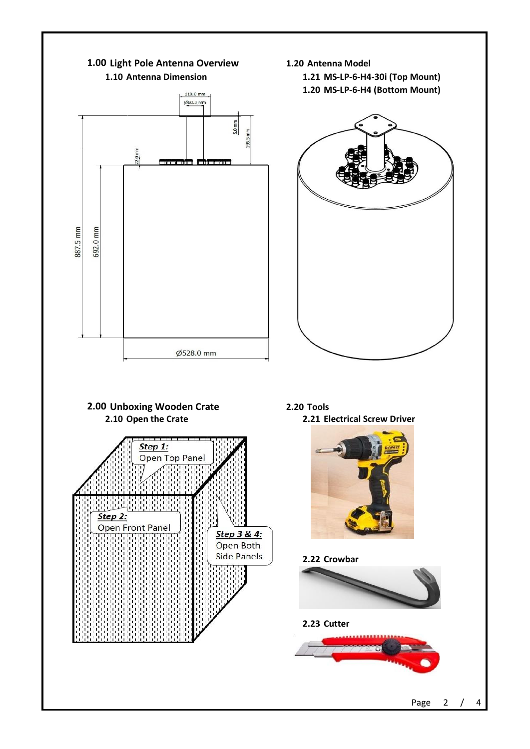## 1.00 Light Pole Antenna Overview

### 1.10 Antenna Dimension

110.0 mm

Ø60.3 mm

5.0 mm

195.5 mm

22.0 mm

887.5 mm

692.0 mm

Ø528.0 mm

## 1.20 Antenna Model

### 1.21 MS-LP-6-H4-30i (Top Mount)

### 1.20 MS-LP-6-H4 (Bottom Mount)

## 2.00 Unboxing Wooden Crate

### 2.10 Open the Crate

***Step 1:*** Open Top Panel

***Step 2:*** Open Front Panel

***Step 3 & 4:*** Open Both Side Panels

## 2.20 Tools

### 2.21 Electrical Screw Driver

### 2.22 Crowbar

### 2.23 Cutter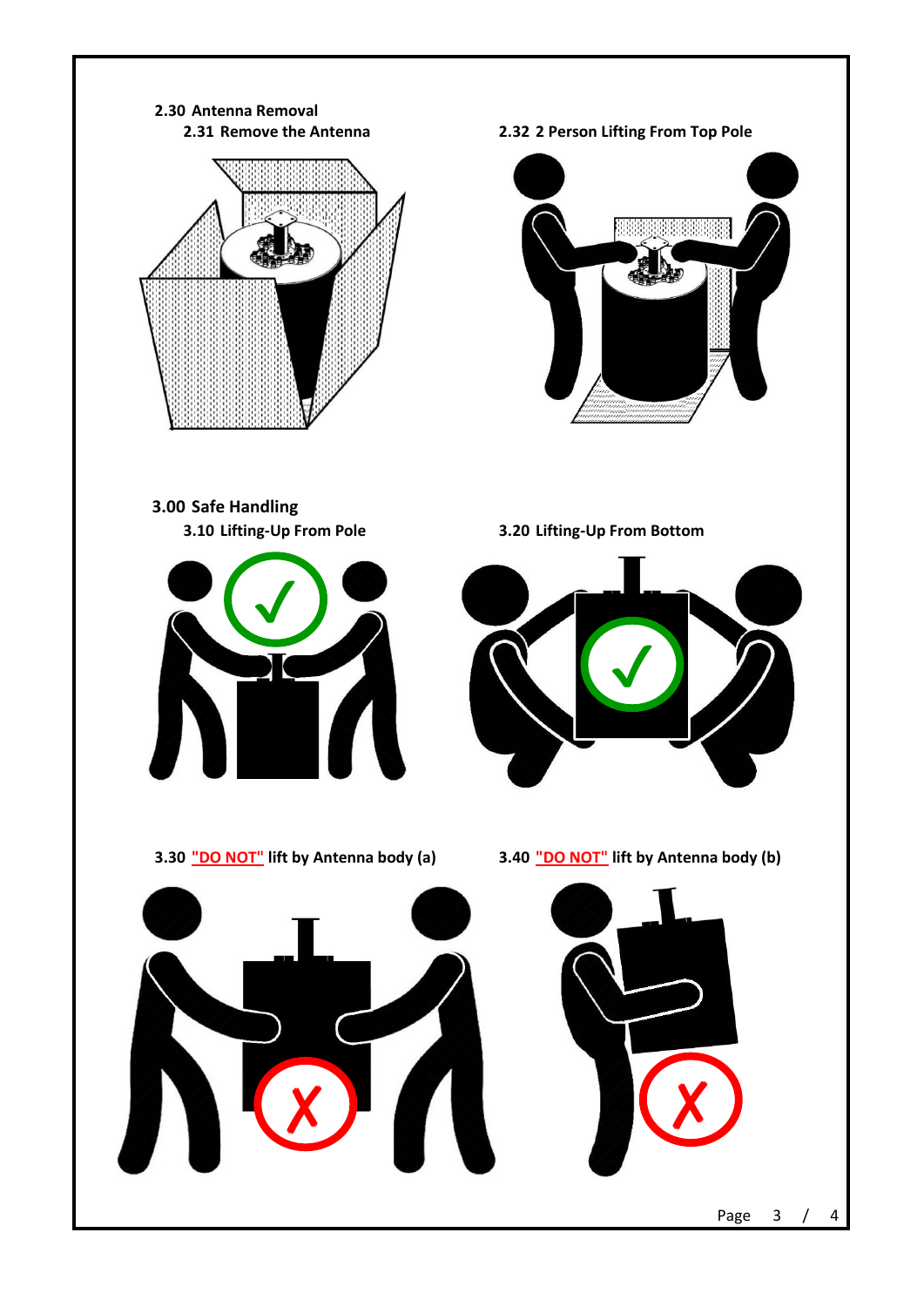## 2.30 Antenna Removal

### 2.31 Remove the Antenna

### 2.32 2 Person Lifting From Top Pole

## 3.00 Safe Handling

### 3.10 Lifting-Up From Pole

### 3.20 Lifting-Up From Bottom

### 3.30 "DO NOT" lift by Antenna body (a)

### 3.40 "DO NOT" lift by Antenna body (b)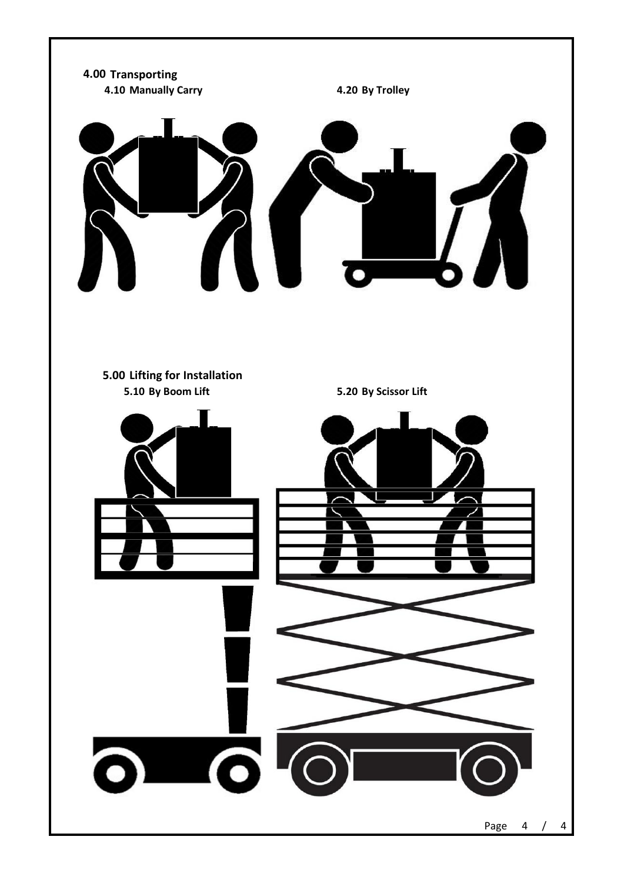# 4.00 Transporting

## 4.10 Manually Carry

## 4.20 By Trolley

# 5.00 Lifting for Installation

## 5.10 By Boom Lift

## 5.20 By Scissor Lift